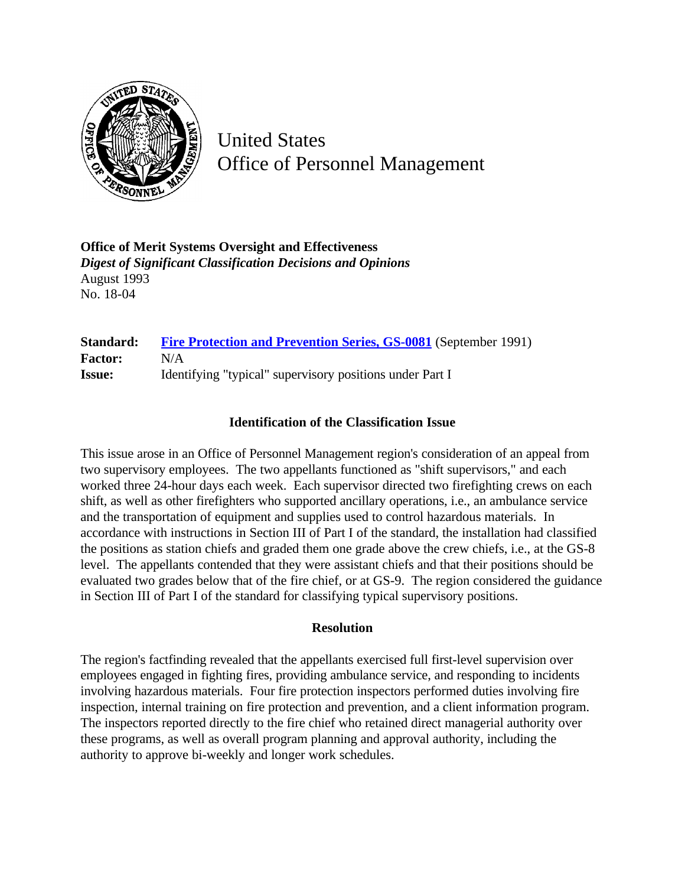United States
Office of Personnel Management

**Office of Merit Systems Oversight and Effectiveness**
***Digest of Significant Classification Decisions and Opinions***
August 1993
No. 18-04

| | |
|---|---|
| **Standard:** | **Fire Protection and Prevention Series, GS-0081** (September 1991) |
| **Factor:** | N/A |
| **Issue:** | Identifying "typical" supervisory positions under Part I |

### Identification of the Classification Issue

This issue arose in an Office of Personnel Management region's consideration of an appeal from two supervisory employees. The two appellants functioned as "shift supervisors," and each worked three 24-hour days each week. Each supervisor directed two firefighting crews on each shift, as well as other firefighters who supported ancillary operations, i.e., an ambulance service and the transportation of equipment and supplies used to control hazardous materials. In accordance with instructions in Section III of Part I of the standard, the installation had classified the positions as station chiefs and graded them one grade above the crew chiefs, i.e., at the GS-8 level. The appellants contended that they were assistant chiefs and that their positions should be evaluated two grades below that of the fire chief, or at GS-9. The region considered the guidance in Section III of Part I of the standard for classifying typical supervisory positions.

### Resolution

The region's factfinding revealed that the appellants exercised full first-level supervision over employees engaged in fighting fires, providing ambulance service, and responding to incidents involving hazardous materials. Four fire protection inspectors performed duties involving fire inspection, internal training on fire protection and prevention, and a client information program. The inspectors reported directly to the fire chief who retained direct managerial authority over these programs, as well as overall program planning and approval authority, including the authority to approve bi-weekly and longer work schedules.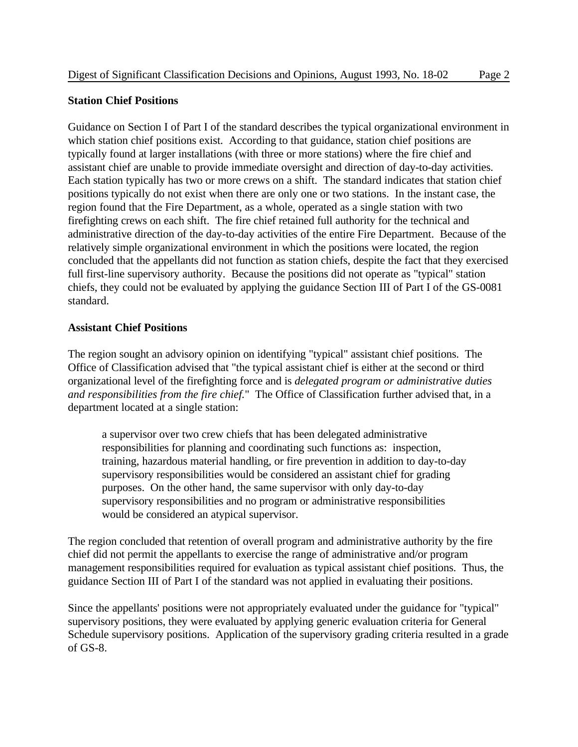**Station Chief Positions**

Guidance on Section I of Part I of the standard describes the typical organizational environment in which station chief positions exist. According to that guidance, station chief positions are typically found at larger installations (with three or more stations) where the fire chief and assistant chief are unable to provide immediate oversight and direction of day-to-day activities. Each station typically has two or more crews on a shift. The standard indicates that station chief positions typically do not exist when there are only one or two stations. In the instant case, the region found that the Fire Department, as a whole, operated as a single station with two firefighting crews on each shift. The fire chief retained full authority for the technical and administrative direction of the day-to-day activities of the entire Fire Department. Because of the relatively simple organizational environment in which the positions were located, the region concluded that the appellants did not function as station chiefs, despite the fact that they exercised full first-line supervisory authority. Because the positions did not operate as "typical" station chiefs, they could not be evaluated by applying the guidance Section III of Part I of the GS-0081 standard.

**Assistant Chief Positions**

The region sought an advisory opinion on identifying "typical" assistant chief positions. The Office of Classification advised that "the typical assistant chief is either at the second or third organizational level of the firefighting force and is *delegated program or administrative duties and responsibilities from the fire chief.*" The Office of Classification further advised that, in a department located at a single station:

> a supervisor over two crew chiefs that has been delegated administrative responsibilities for planning and coordinating such functions as: inspection, training, hazardous material handling, or fire prevention in addition to day-to-day supervisory responsibilities would be considered an assistant chief for grading purposes. On the other hand, the same supervisor with only day-to-day supervisory responsibilities and no program or administrative responsibilities would be considered an atypical supervisor.

The region concluded that retention of overall program and administrative authority by the fire chief did not permit the appellants to exercise the range of administrative and/or program management responsibilities required for evaluation as typical assistant chief positions. Thus, the guidance Section III of Part I of the standard was not applied in evaluating their positions.

Since the appellants' positions were not appropriately evaluated under the guidance for "typical" supervisory positions, they were evaluated by applying generic evaluation criteria for General Schedule supervisory positions. Application of the supervisory grading criteria resulted in a grade of GS-8.